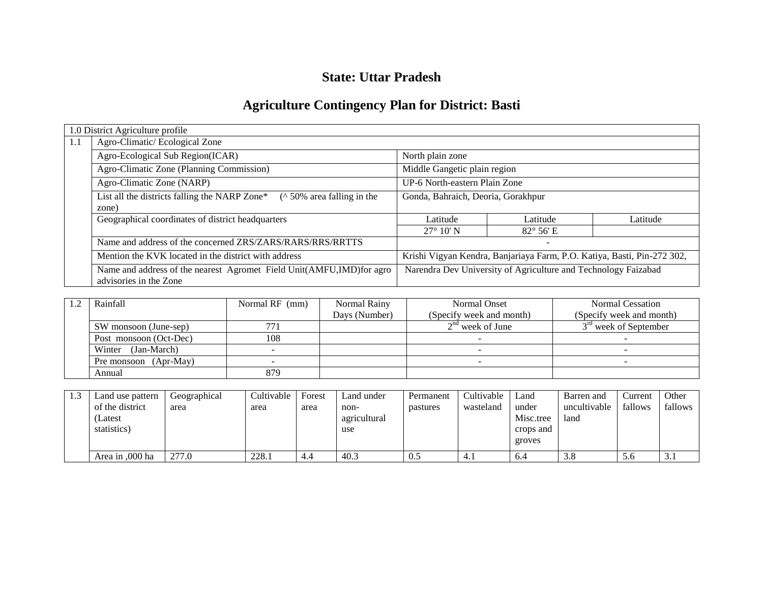# State: Uttar Pradesh

## Agriculture Contingency Plan for District: Basti

| 1.0 District Agriculture profile | | | | |
|---|---|---|---|---|
| 1.1 | Agro-Climatic/ Ecological Zone | | | |
| | Agro-Ecological Sub Region(ICAR) | North plain zone | | |
| | Agro-Climatic Zone (Planning Commission) | Middle Gangetic plain region | | |
| | Agro-Climatic Zone (NARP) | UP-6 North-eastern Plain Zone | | |
| | List all the districts falling the NARP Zone* (^ 50% area falling in the zone) | Gonda, Bahraich, Deoria, Gorakhpur | | |
| | Geographical coordinates of district headquarters | Latitude | Latitude | Latitude |
| | | 27° 10' N | 82° 56' E | |
| | Name and address of the concerned ZRS/ZARS/RARS/RRS/RRTTS | - | | |
| | Mention the KVK located in the district with address | Krishi Vigyan Kendra, Banjariaya Farm, P.O. Katiya, Basti, Pin-272 302, | | |
| | Name and address of the nearest Agromet Field Unit(AMFU,IMD)for agro advisories in the Zone | Narendra Dev University of Agriculture and Technology Faizabad | | |

| 1.2 | Rainfall | Normal RF (mm) | Normal Rainy Days (Number) | Normal Onset (Specify week and month) | Normal Cessation (Specify week and month) |
|---|---|---|---|---|---|
| | SW monsoon (June-sep) | 771 | | 2nd week of June | 3rd week of September |
| | Post monsoon (Oct-Dec) | 108 | | - | - |
| | Winter (Jan-March) | - | | - | - |
| | Pre monsoon (Apr-May) | - | | - | - |
| | Annual | 879 | | | |

| 1.3 | Land use pattern of the district (Latest statistics) | Geographical area | Cultivable area | Forest area | Land under non-agricultural use | Permanent pastures | Cultivable wasteland | Land under Misc.tree crops and groves | Barren and uncultivable land | Current fallows | Other fallows |
|---|---|---|---|---|---|---|---|---|---|---|---|
| | Area in ,000 ha | 277.0 | 228.1 | 4.4 | 40.3 | 0.5 | 4.1 | 6.4 | 3.8 | 5.6 | 3.1 |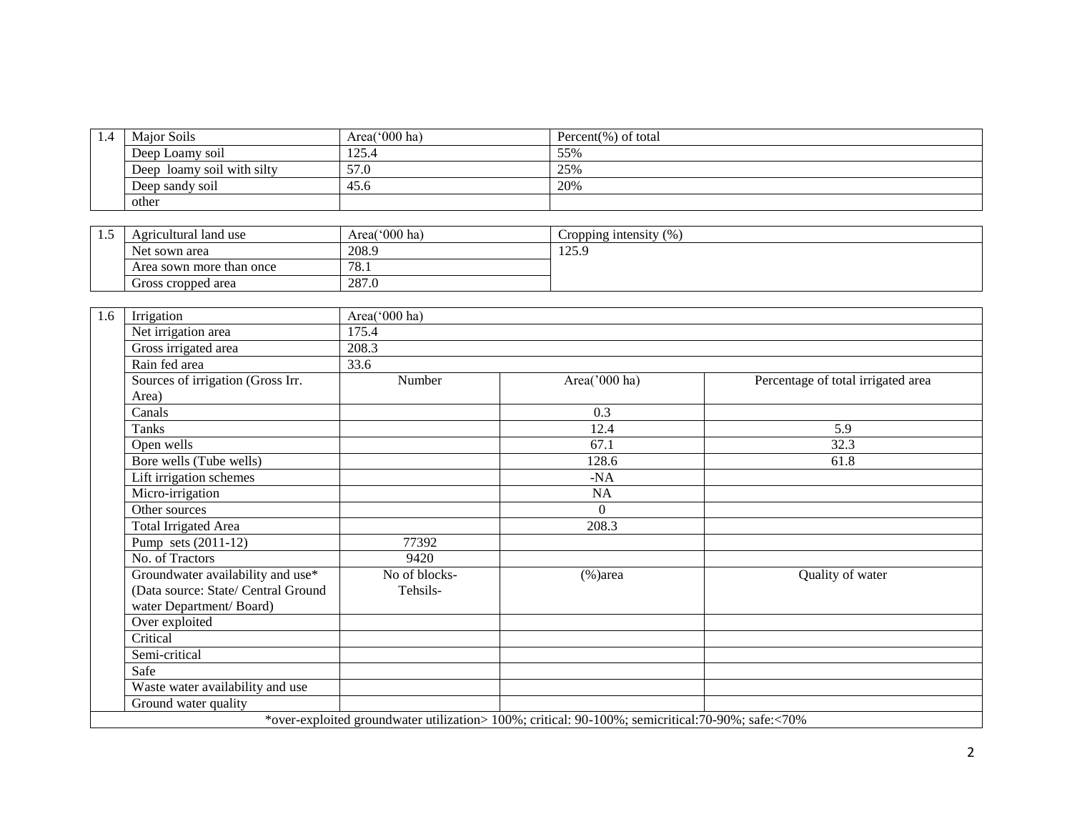| 1.4 | Major Soils | Area('000 ha) | Percent(%) of total |
|---|---|---|---|
| | Deep Loamy soil | 125.4 | 55% |
| | Deep loamy soil with silty | 57.0 | 25% |
| | Deep sandy soil | 45.6 | 20% |
| | other | | |

| 1.5 | Agricultural land use | Area('000 ha) | Cropping intensity (%) |
|---|---|---|---|
| | Net sown area | 208.9 | 125.9 |
| | Area sown more than once | 78.1 | |
| | Gross cropped area | 287.0 | |

| 1.6 | Irrigation | Area('000 ha) | | |
|---|---|---|---|---|
| | Net irrigation area | 175.4 | | |
| | Gross irrigated area | 208.3 | | |
| | Rain fed area | 33.6 | | |
| | Sources of irrigation (Gross Irr. Area) | Number | Area('000 ha) | Percentage of total irrigated area |
| | Canals | | 0.3 | |
| | Tanks | | 12.4 | 5.9 |
| | Open wells | | 67.1 | 32.3 |
| | Bore wells (Tube wells) | | 128.6 | 61.8 |
| | Lift irrigation schemes | | -NA | |
| | Micro-irrigation | | NA | |
| | Other sources | | 0 | |
| | Total Irrigated Area | | 208.3 | |
| | Pump sets (2011-12) | 77392 | | |
| | No. of Tractors | 9420 | | |
| | Groundwater availability and use* (Data source: State/ Central Ground water Department/ Board) | No of blocks- Tehsils- | (%)area | Quality of water |
| | Over exploited | | | |
| | Critical | | | |
| | Semi-critical | | | |
| | Safe | | | |
| | Waste water availability and use | | | |
| | Ground water quality | | | |

*over-exploited groundwater utilization> 100%; critical: 90-100%; semicritical:70-90%; safe:<70%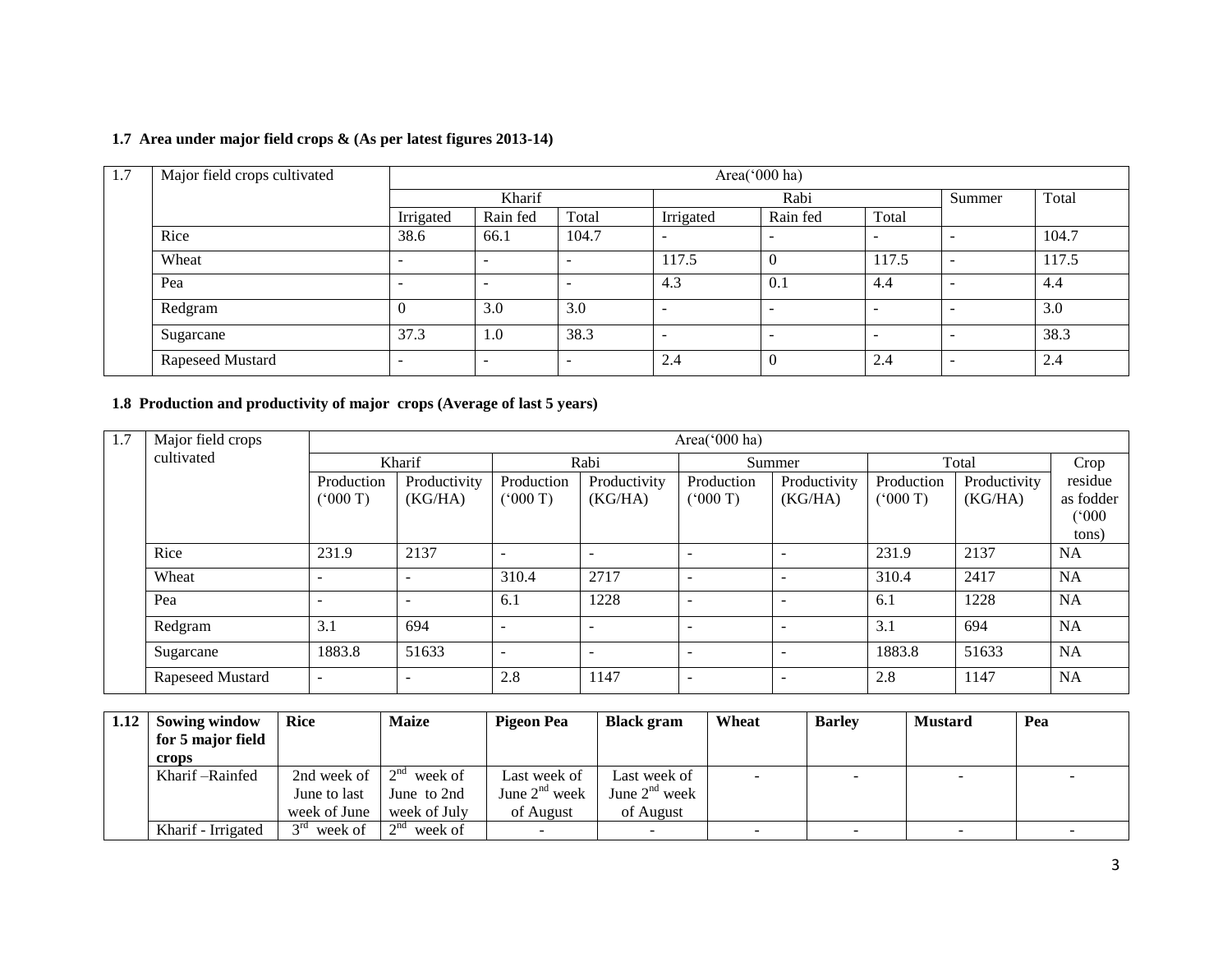### 1.7 Area under major field crops & (As per latest figures 2013-14)

| 1.7 | Major field crops cultivated | Area('000 ha) | | | | | | | |
|---|---|---|---|---|---|---|---|---|---|
| | | Kharif | | | Rabi | | | Summer | Total |
| | | Irrigated | Rain fed | Total | Irrigated | Rain fed | Total | | |
| | Rice | 38.6 | 66.1 | 104.7 | - | - | - | - | 104.7 |
| | Wheat | - | - | - | 117.5 | 0 | 117.5 | - | 117.5 |
| | Pea | - | - | - | 4.3 | 0.1 | 4.4 | - | 4.4 |
| | Redgram | 0 | 3.0 | 3.0 | - | - | - | - | 3.0 |
| | Sugarcane | 37.3 | 1.0 | 38.3 | - | - | - | - | 38.3 |
| | Rapeseed Mustard | - | - | - | 2.4 | 0 | 2.4 | - | 2.4 |

### 1.8 Production and productivity of major crops (Average of last 5 years)

| 1.7 | Major field crops cultivated | Area('000 ha) | | | | | | | | |
|---|---|---|---|---|---|---|---|---|---|---|
| | | Kharif | | Rabi | | Summer | | Total | | Crop residue as fodder ('000 tons) |
| | | Production ('000 T) | Productivity (KG/HA) | Production ('000 T) | Productivity (KG/HA) | Production ('000 T) | Productivity (KG/HA) | Production ('000 T) | Productivity (KG/HA) | |
| | Rice | 231.9 | 2137 | - | - | - | - | 231.9 | 2137 | NA |
| | Wheat | - | - | 310.4 | 2717 | - | - | 310.4 | 2417 | NA |
| | Pea | - | - | 6.1 | 1228 | - | - | 6.1 | 1228 | NA |
| | Redgram | 3.1 | 694 | - | - | - | - | 3.1 | 694 | NA |
| | Sugarcane | 1883.8 | 51633 | - | - | - | - | 1883.8 | 51633 | NA |
| | Rapeseed Mustard | - | - | 2.8 | 1147 | - | - | 2.8 | 1147 | NA |

| 1.12 | Sowing window for 5 major field crops | Rice | Maize | Pigeon Pea | Black gram | Wheat | Barley | Mustard | Pea |
|---|---|---|---|---|---|---|---|---|---|
| | Kharif –Rainfed | 2nd week of June to last week of June | 2nd week of June to 2nd week of July | Last week of June 2nd week of August | Last week of June 2nd week of August | - | - | - | - |
| | Kharif - Irrigated | 3rd week of | 2nd week of | - | - | - | - | - | - |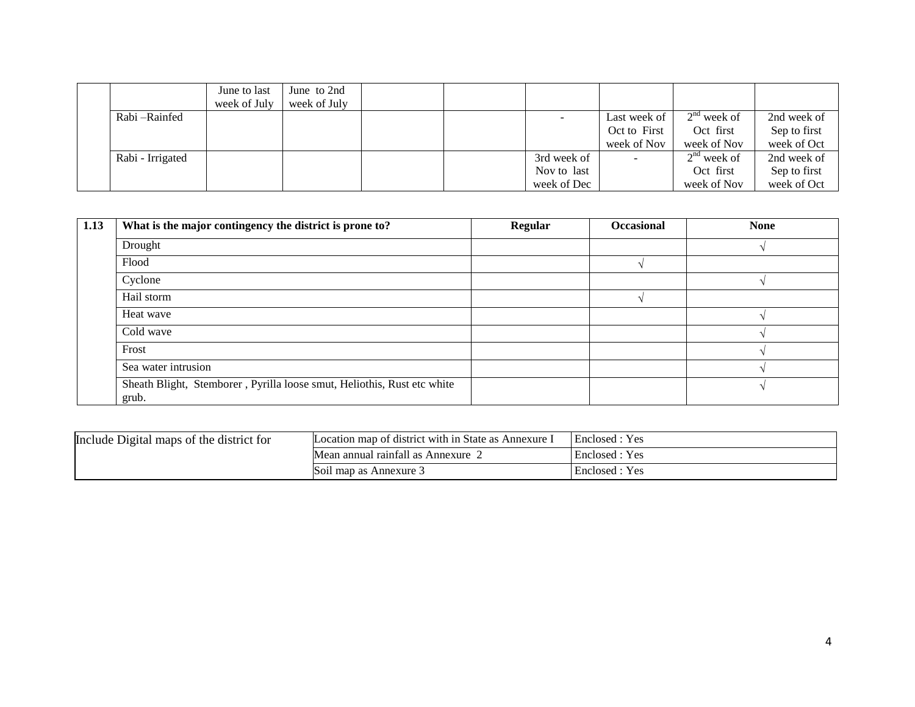|  |  | June to last week of July | June to 2nd week of July |  |  |  |  |  |  |
|---|---|---|---|---|---|---|---|---|---|
|  | Rabi –Rainfed |  |  |  |  | - | Last week of Oct to First week of Nov | 2nd week of Oct first week of Nov | 2nd week of Sep to first week of Oct |
|  | Rabi - Irrigated |  |  |  |  | 3rd week of Nov to last week of Dec | - | 2nd week of Oct first week of Nov | 2nd week of Sep to first week of Oct |

| 1.13 | What is the major contingency the district is prone to? | Regular | Occasional | None |
|---|---|---|---|---|
|  | Drought |  |  | √ |
|  | Flood |  | √ |  |
|  | Cyclone |  |  | √ |
|  | Hail storm |  | √ |  |
|  | Heat wave |  |  | √ |
|  | Cold wave |  |  | √ |
|  | Frost |  |  | √ |
|  | Sea water intrusion |  |  | √ |
|  | Sheath Blight, Stemborer , Pyrilla loose smut, Heliothis, Rust etc white grub. |  |  | √ |

| Include Digital maps of the district for | Location map of district with in State as Annexure I | Enclosed : Yes |
|---|---|---|
|  | Mean annual rainfall as Annexure 2 | Enclosed : Yes |
|  | Soil map as Annexure 3 | Enclosed : Yes |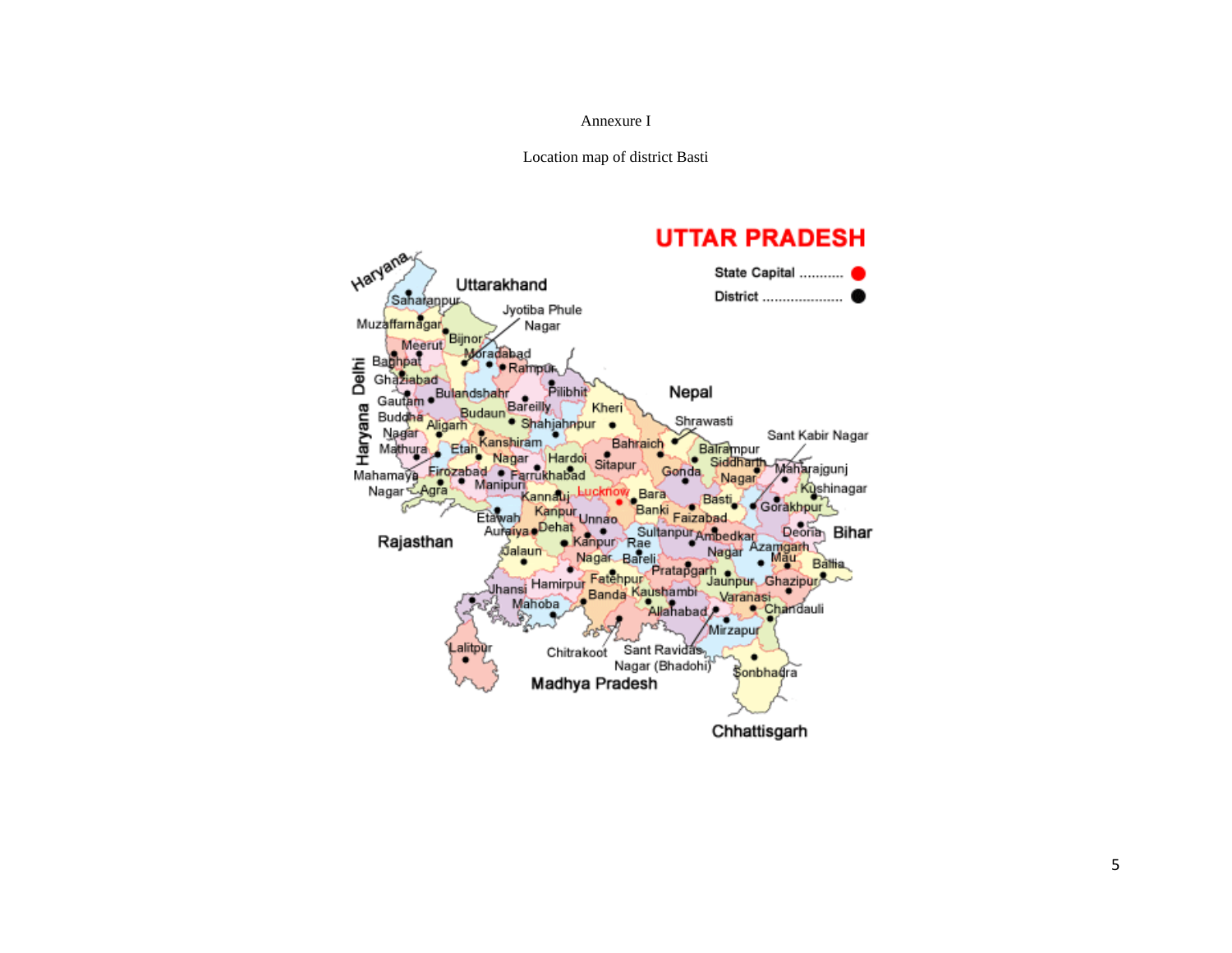Annexure I

Location map of district Basti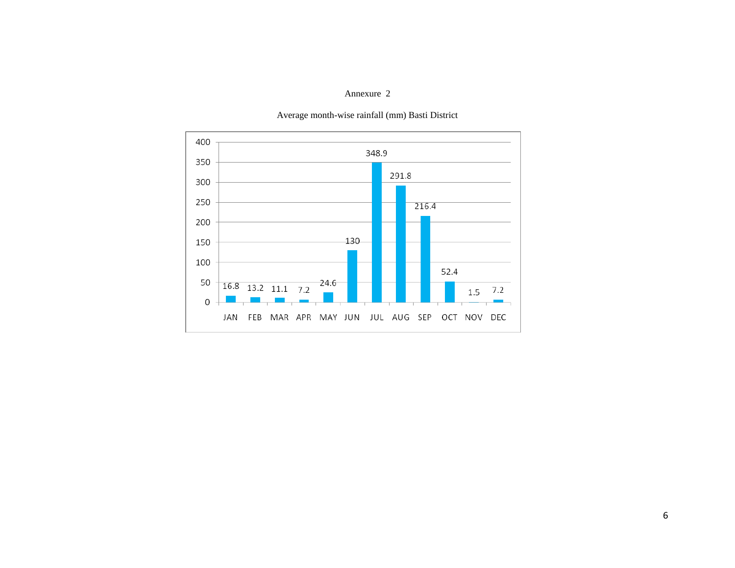Annexure 2

Average month-wise rainfall (mm) Basti District

| Month | Rainfall (mm) |
|---|---|
| JAN | 16.8 |
| FEB | 13.2 |
| MAR | 11.1 |
| APR | 7.2 |
| MAY | 24.6 |
| JUN | 130 |
| JUL | 348.9 |
| AUG | 291.8 |
| SEP | 216.4 |
| OCT | 52.4 |
| NOV | 1.5 |
| DEC | 7.2 |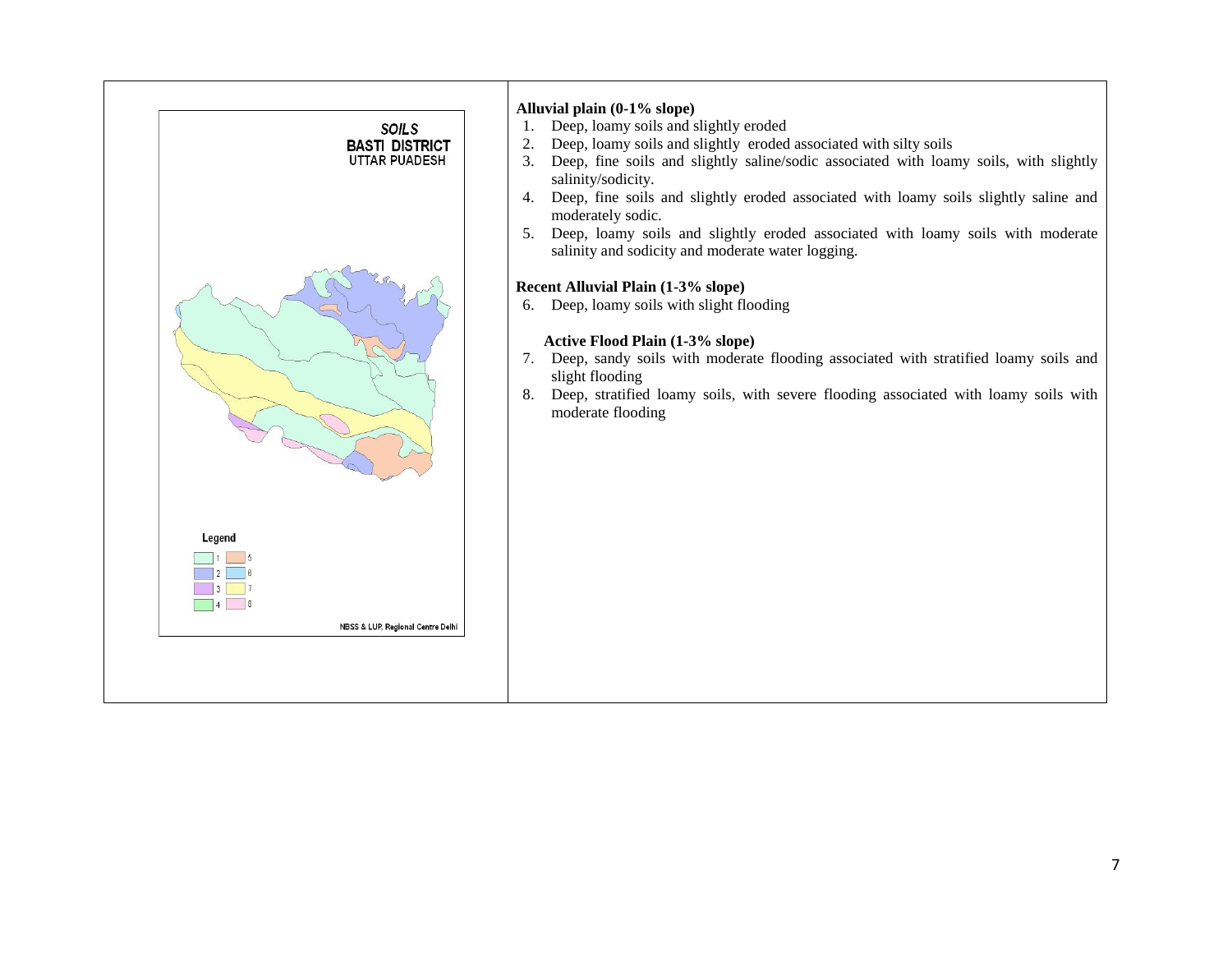**Alluvial plain (0-1% slope)**

1. Deep, loamy soils and slightly eroded
2. Deep, loamy soils and slightly eroded associated with silty soils
3. Deep, fine soils and slightly saline/sodic associated with loamy soils, with slightly salinity/sodicity.
4. Deep, fine soils and slightly eroded associated with loamy soils slightly saline and moderately sodic.
5. Deep, loamy soils and slightly eroded associated with loamy soils with moderate salinity and sodicity and moderate water logging.

**Recent Alluvial Plain (1-3% slope)**

6. Deep, loamy soils with slight flooding

**Active Flood Plain (1-3% slope)**

7. Deep, sandy soils with moderate flooding associated with stratified loamy soils and slight flooding
8. Deep, stratified loamy soils, with severe flooding associated with loamy soils with moderate flooding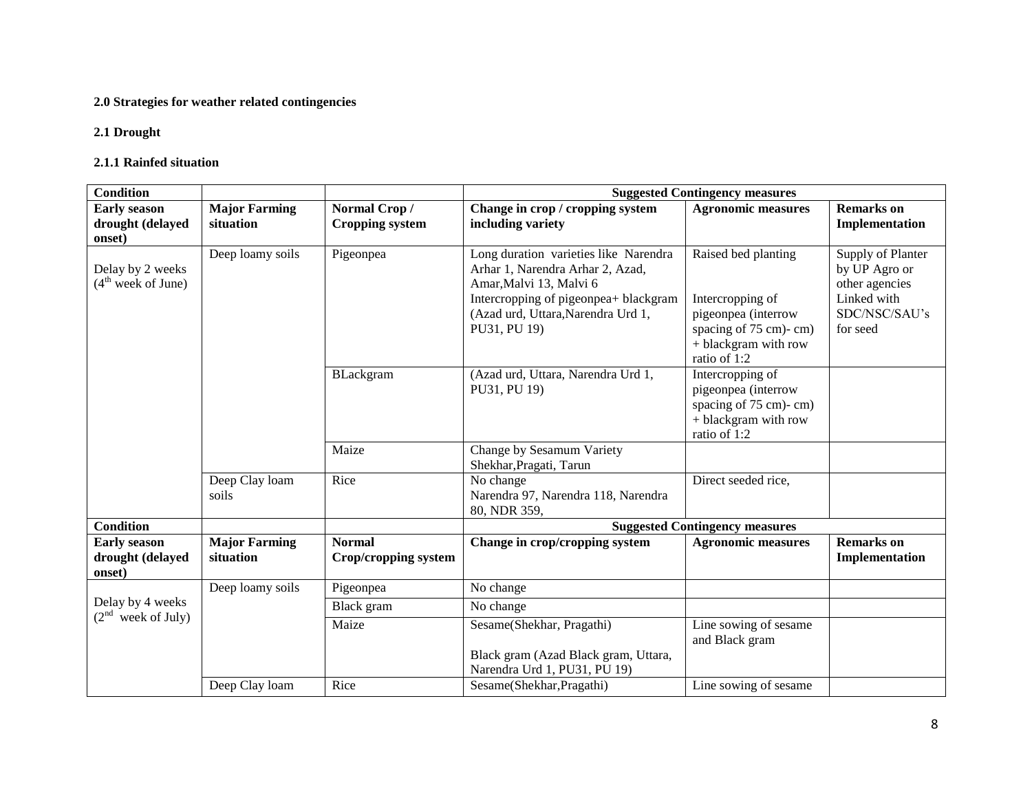**2.0 Strategies for weather related contingencies**

**2.1 Drought**

**2.1.1 Rainfed situation**

| **Condition** | | | **Suggested Contingency measures** | | |
|---|---|---|---|---|---|
| **Early season drought (delayed onset)** | **Major Farming situation** | **Normal Crop / Cropping system** | **Change in crop / cropping system including variety** | **Agronomic measures** | **Remarks on Implementation** |
| Delay by 2 weeks (4th week of June) | Deep loamy soils | Pigeonpea | Long duration varieties like Narendra Arhar 1, Narendra Arhar 2, Azad, Amar,Malvi 13, Malvi 6<br>Intercropping of pigeonpea+ blackgram (Azad urd, Uttara,Narendra Urd 1, PU31, PU 19) | Raised bed planting<br><br>Intercropping of pigeonpea (interrow spacing of 75 cm)- cm) + blackgram with row ratio of 1:2 | Supply of Planter by UP Agro or other agencies Linked with SDC/NSC/SAU's for seed |
| | | BLackgram | (Azad urd, Uttara, Narendra Urd 1, PU31, PU 19) | Intercropping of pigeonpea (interrow spacing of 75 cm)- cm) + blackgram with row ratio of 1:2 | |
| | | Maize | Change by Sesamum Variety Shekhar,Pragati, Tarun | | |
| | Deep Clay loam soils | Rice | No change<br>Narendra 97, Narendra 118, Narendra 80, NDR 359, | Direct seeded rice, | |
| **Condition** | | | **Suggested Contingency measures** | | |
| **Early season drought (delayed onset)** | **Major Farming situation** | **Normal Crop/cropping system** | **Change in crop/cropping system** | **Agronomic measures** | **Remarks on Implementation** |
| Delay by 4 weeks (2nd week of July) | Deep loamy soils | Pigeonpea | No change | | |
| | | Black gram | No change | | |
| | | Maize | Sesame(Shekhar, Pragathi)<br><br>Black gram (Azad Black gram, Uttara, Narendra Urd 1, PU31, PU 19) | Line sowing of sesame and Black gram | |
| | Deep Clay loam | Rice | Sesame(Shekhar,Pragathi) | Line sowing of sesame | |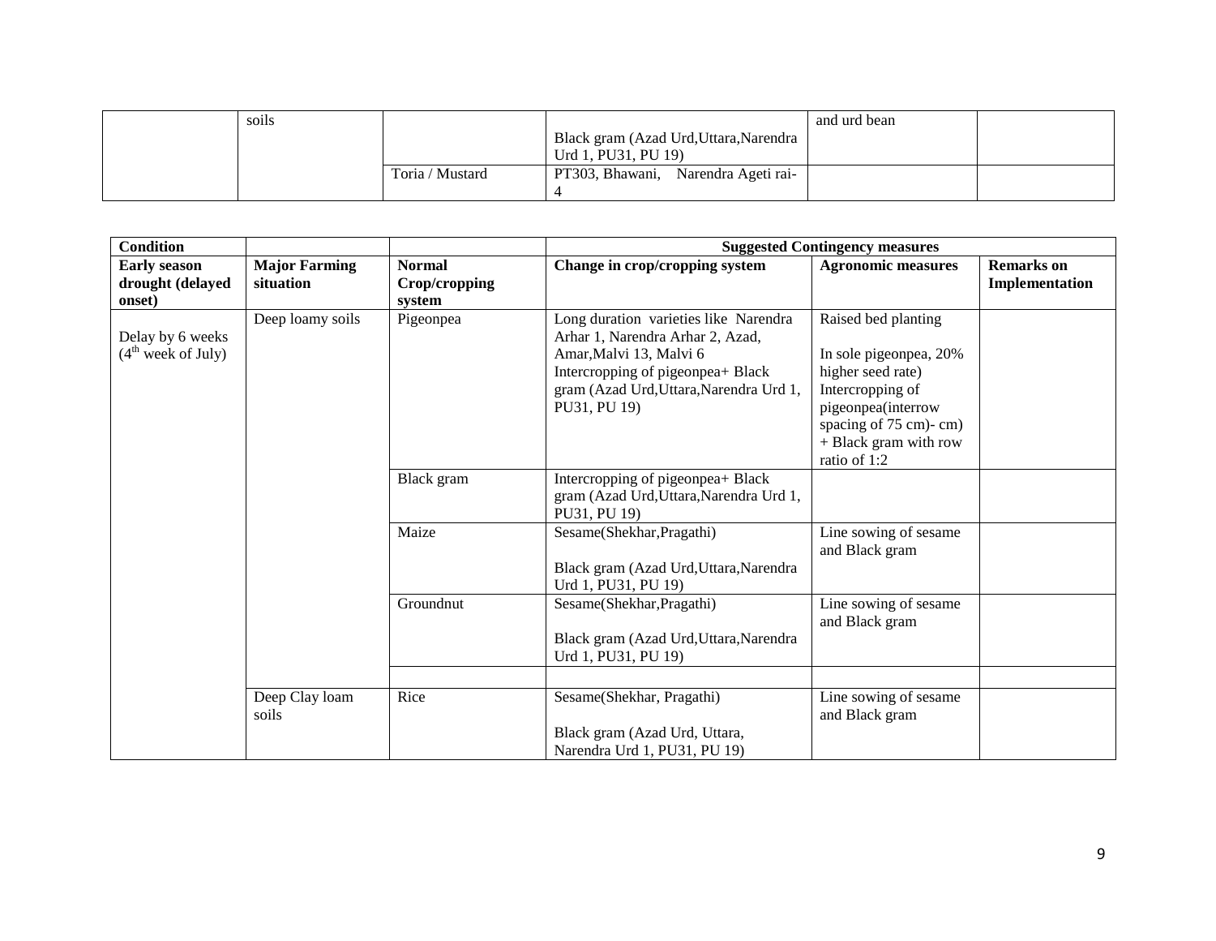| | soils | | Black gram (Azad Urd,Uttara,Narendra Urd 1, PU31, PU 19) | and urd bean | |
|---|---|---|---|---|---|
| | | Toria / Mustard | PT303, Bhawani, Narendra Ageti rai-4 | | |

| Condition | | | Suggested Contingency measures | | |
|---|---|---|---|---|---|
| **Early season drought (delayed onset)** | **Major Farming situation** | **Normal Crop/cropping system** | **Change in crop/cropping system** | **Agronomic measures** | **Remarks on Implementation** |
| Delay by 6 weeks (4th week of July) | Deep loamy soils | Pigeonpea | Long duration varieties like Narendra Arhar 1, Narendra Arhar 2, Azad, Amar,Malvi 13, Malvi 6<br>Intercropping of pigeonpea+ Black gram (Azad Urd,Uttara,Narendra Urd 1, PU31, PU 19) | Raised bed planting<br><br>In sole pigeonpea, 20% higher seed rate)<br>Intercropping of pigeonpea(interrow spacing of 75 cm)- cm) + Black gram with row ratio of 1:2 | |
| | | Black gram | Intercropping of pigeonpea+ Black gram (Azad Urd,Uttara,Narendra Urd 1, PU31, PU 19) | | |
| | | Maize | Sesame(Shekhar,Pragathi)<br><br>Black gram (Azad Urd,Uttara,Narendra Urd 1, PU31, PU 19) | Line sowing of sesame and Black gram | |
| | | Groundnut | Sesame(Shekhar,Pragathi)<br><br>Black gram (Azad Urd,Uttara,Narendra Urd 1, PU31, PU 19) | Line sowing of sesame and Black gram | |
| | | | | | |
| | Deep Clay loam soils | Rice | Sesame(Shekhar, Pragathi)<br><br>Black gram (Azad Urd, Uttara, Narendra Urd 1, PU31, PU 19) | Line sowing of sesame and Black gram | |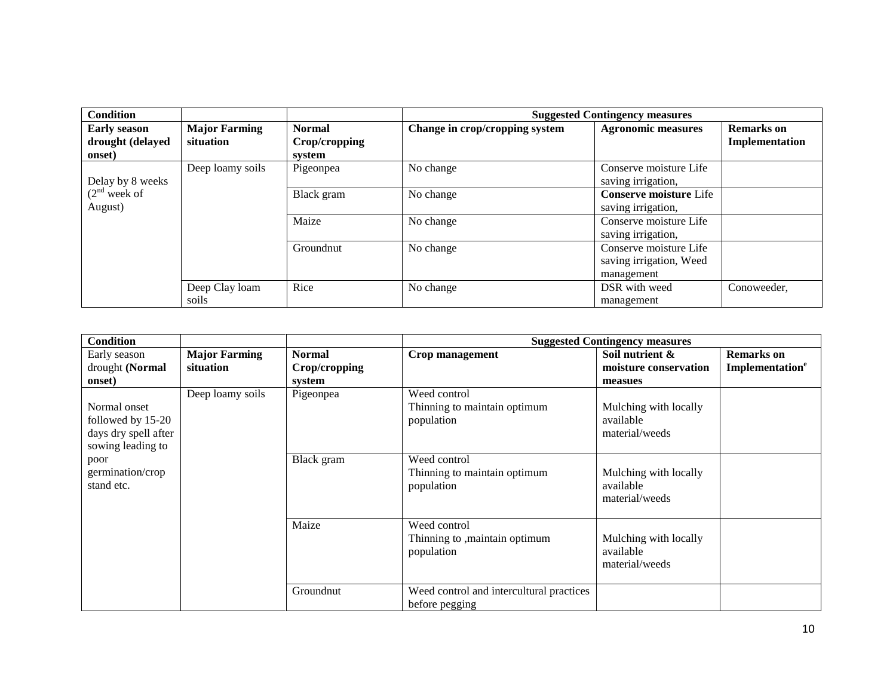| **Condition** | | | **Suggested Contingency measures** | | |
|---|---|---|---|---|---|
| **Early season drought (delayed onset)** | **Major Farming situation** | **Normal Crop/cropping system** | **Change in crop/cropping system** | **Agronomic measures** | **Remarks on Implementation** |
| Delay by 8 weeks (2nd week of August) | Deep loamy soils | Pigeonpea | No change | Conserve moisture Life saving irrigation, | |
| | | Black gram | No change | **Conserve moisture** Life saving irrigation, | |
| | | Maize | No change | Conserve moisture Life saving irrigation, | |
| | | Groundnut | No change | Conserve moisture Life saving irrigation, Weed management | |
| | Deep Clay loam soils | Rice | No change | DSR with weed management | Conoweeder, |

| **Condition** | | | **Suggested Contingency measures** | | |
|---|---|---|---|---|---|
| Early season drought **(Normal onset)** | **Major Farming situation** | **Normal Crop/cropping system** | **Crop management** | **Soil nutrient & moisture conservation measues** | **Remarks on Implementation[e]** |
| Normal onset followed by 15-20 days dry spell after sowing leading to poor germination/crop stand etc. | Deep loamy soils | Pigeonpea | Weed control<br>Thinning to maintain optimum population | Mulching with locally available material/weeds | |
| | | Black gram | Weed control<br>Thinning to maintain optimum population | Mulching with locally available material/weeds | |
| | | Maize | Weed control<br>Thinning to ,maintain optimum population | Mulching with locally available material/weeds | |
| | | Groundnut | Weed control and intercultural practices before pegging | | |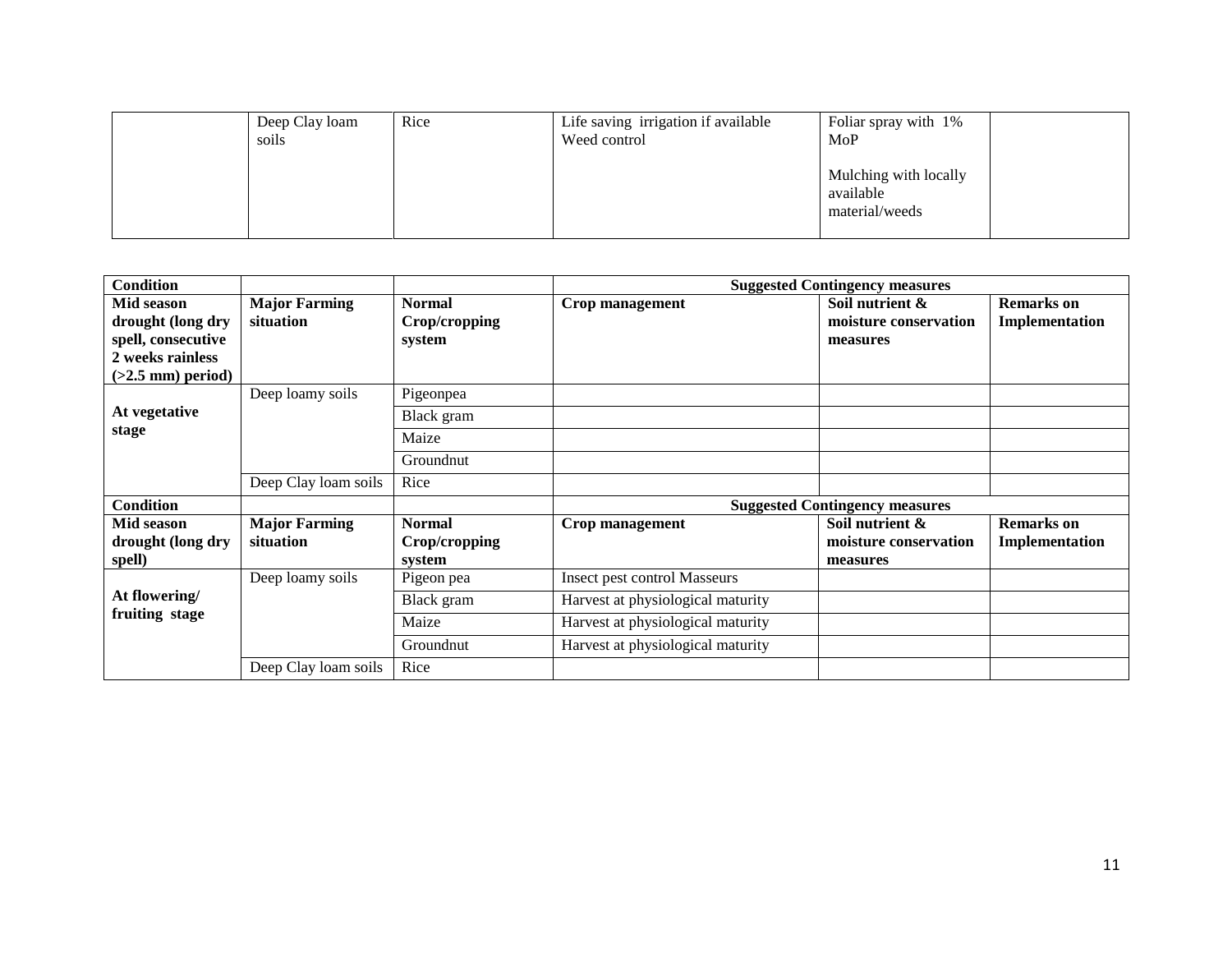| | | | | | |
|---|---|---|---|---|---|
| | Deep Clay loam soils | Rice | Life saving irrigation if available<br>Weed control | Foliar spray with 1% MoP<br><br>Mulching with locally available material/weeds | |

| Condition | | | Suggested Contingency measures | | |
|---|---|---|---|---|---|
| **Mid season drought (long dry spell, consecutive 2 weeks rainless (>2.5 mm) period)** | **Major Farming situation** | **Normal Crop/cropping system** | **Crop management** | **Soil nutrient & moisture conservation measures** | **Remarks on Implementation** |
| **At vegetative stage** | Deep loamy soils | Pigeonpea | | | |
| | | Black gram | | | |
| | | Maize | | | |
| | | Groundnut | | | |
| | Deep Clay loam soils | Rice | | | |
| **Condition** | | | **Suggested Contingency measures** | | |
| **Mid season drought (long dry spell)** | **Major Farming situation** | **Normal Crop/cropping system** | **Crop management** | **Soil nutrient & moisture conservation measures** | **Remarks on Implementation** |
| **At flowering/ fruiting stage** | Deep loamy soils | Pigeon pea | Insect pest control Masseurs | | |
| | | Black gram | Harvest at physiological maturity | | |
| | | Maize | Harvest at physiological maturity | | |
| | | Groundnut | Harvest at physiological maturity | | |
| | Deep Clay loam soils | Rice | | | |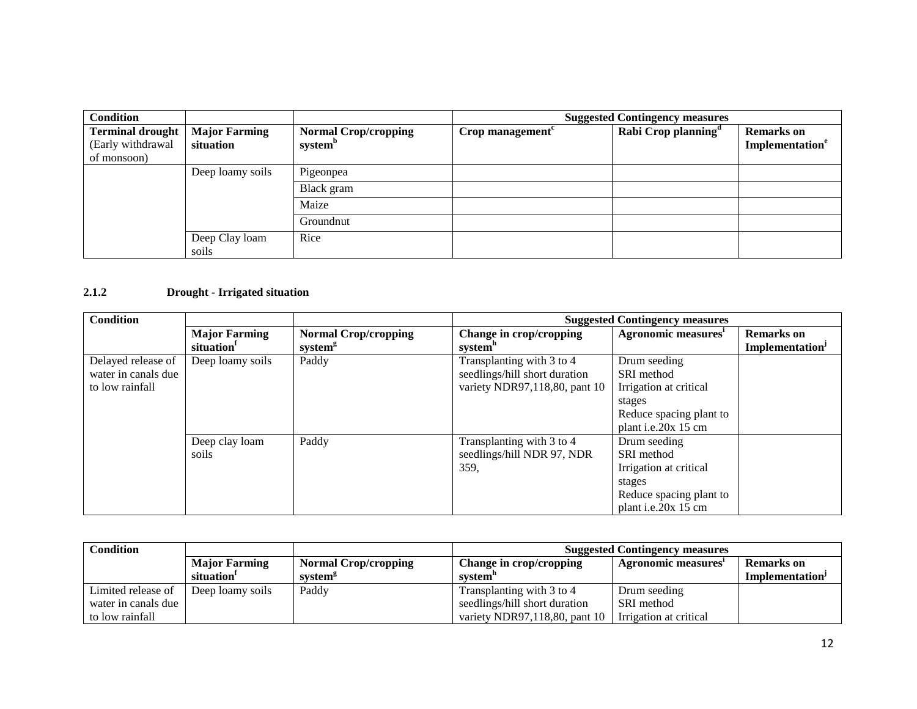| Condition | | | Suggested Contingency measures | | |
|---|---|---|---|---|---|
| **Terminal drought** (Early withdrawal of monsoon) | **Major Farming situation** | **Normal Crop/cropping system[b]** | **Crop management[c]** | **Rabi Crop planning[d]** | **Remarks on Implementation[e]** |
| | Deep loamy soils | Pigeonpea | | | |
| | | Black gram | | | |
| | | Maize | | | |
| | | Groundnut | | | |
| | Deep Clay loam soils | Rice | | | |

### 2.1.2 Drought - Irrigated situation

| Condition | | | Suggested Contingency measures | | |
|---|---|---|---|---|---|
| | **Major Farming situation[f]** | **Normal Crop/cropping system[g]** | **Change in crop/cropping system[h]** | **Agronomic measures[i]** | **Remarks on Implementation[j]** |
| Delayed release of water in canals due to low rainfall | Deep loamy soils | Paddy | Transplanting with 3 to 4 seedlings/hill short duration variety NDR97,118,80, pant 10 | Drum seeding<br>SRI method<br>Irrigation at critical stages<br>Reduce spacing plant to plant i.e.20x 15 cm | |
| | Deep clay loam soils | Paddy | Transplanting with 3 to 4 seedlings/hill NDR 97, NDR 359, | Drum seeding<br>SRI method<br>Irrigation at critical stages<br>Reduce spacing plant to plant i.e.20x 15 cm | |

| Condition | | | Suggested Contingency measures | | |
|---|---|---|---|---|---|
| | **Major Farming situation[f]** | **Normal Crop/cropping system[g]** | **Change in crop/cropping system[h]** | **Agronomic measures[i]** | **Remarks on Implementation[j]** |
| Limited release of water in canals due to low rainfall | Deep loamy soils | Paddy | Transplanting with 3 to 4 seedlings/hill short duration variety NDR97,118,80, pant 10 | Drum seeding<br>SRI method<br>Irrigation at critical | |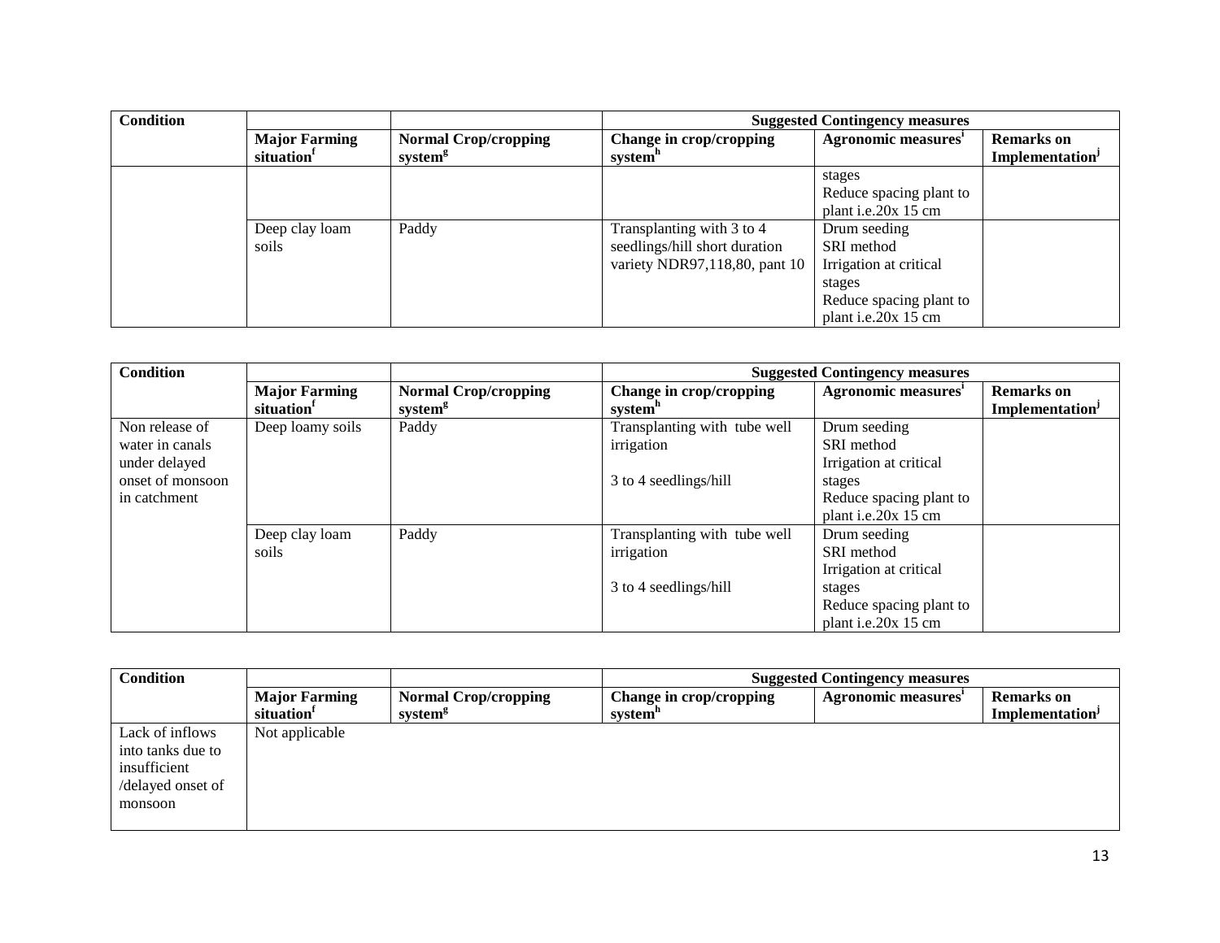| Condition | | | Suggested Contingency measures | | |
|---|---|---|---|---|---|
| | Major Farming situation[f] | Normal Crop/cropping system[g] | Change in crop/cropping system[h] | Agronomic measures[i] | Remarks on Implementation[j] |
| | | | | stages<br>Reduce spacing plant to plant i.e.20x 15 cm | |
| | Deep clay loam soils | Paddy | Transplanting with 3 to 4 seedlings/hill short duration variety NDR97,118,80, pant 10 | Drum seeding<br>SRI method<br>Irrigation at critical stages<br>Reduce spacing plant to plant i.e.20x 15 cm | |

| Condition | | | Suggested Contingency measures | | |
|---|---|---|---|---|---|
| | Major Farming situation[f] | Normal Crop/cropping system[g] | Change in crop/cropping system[h] | Agronomic measures[i] | Remarks on Implementation[j] |
| Non release of water in canals under delayed onset of monsoon in catchment | Deep loamy soils | Paddy | Transplanting with tube well irrigation<br><br>3 to 4 seedlings/hill | Drum seeding<br>SRI method<br>Irrigation at critical stages<br>Reduce spacing plant to plant i.e.20x 15 cm | |
| | Deep clay loam soils | Paddy | Transplanting with tube well irrigation<br><br>3 to 4 seedlings/hill | Drum seeding<br>SRI method<br>Irrigation at critical stages<br>Reduce spacing plant to plant i.e.20x 15 cm | |

| Condition | | | Suggested Contingency measures | | |
|---|---|---|---|---|---|
| | Major Farming situation[f] | Normal Crop/cropping system[g] | Change in crop/cropping system[h] | Agronomic measures[i] | Remarks on Implementation[j] |
| Lack of inflows into tanks due to insufficient /delayed onset of monsoon | Not applicable | | | | |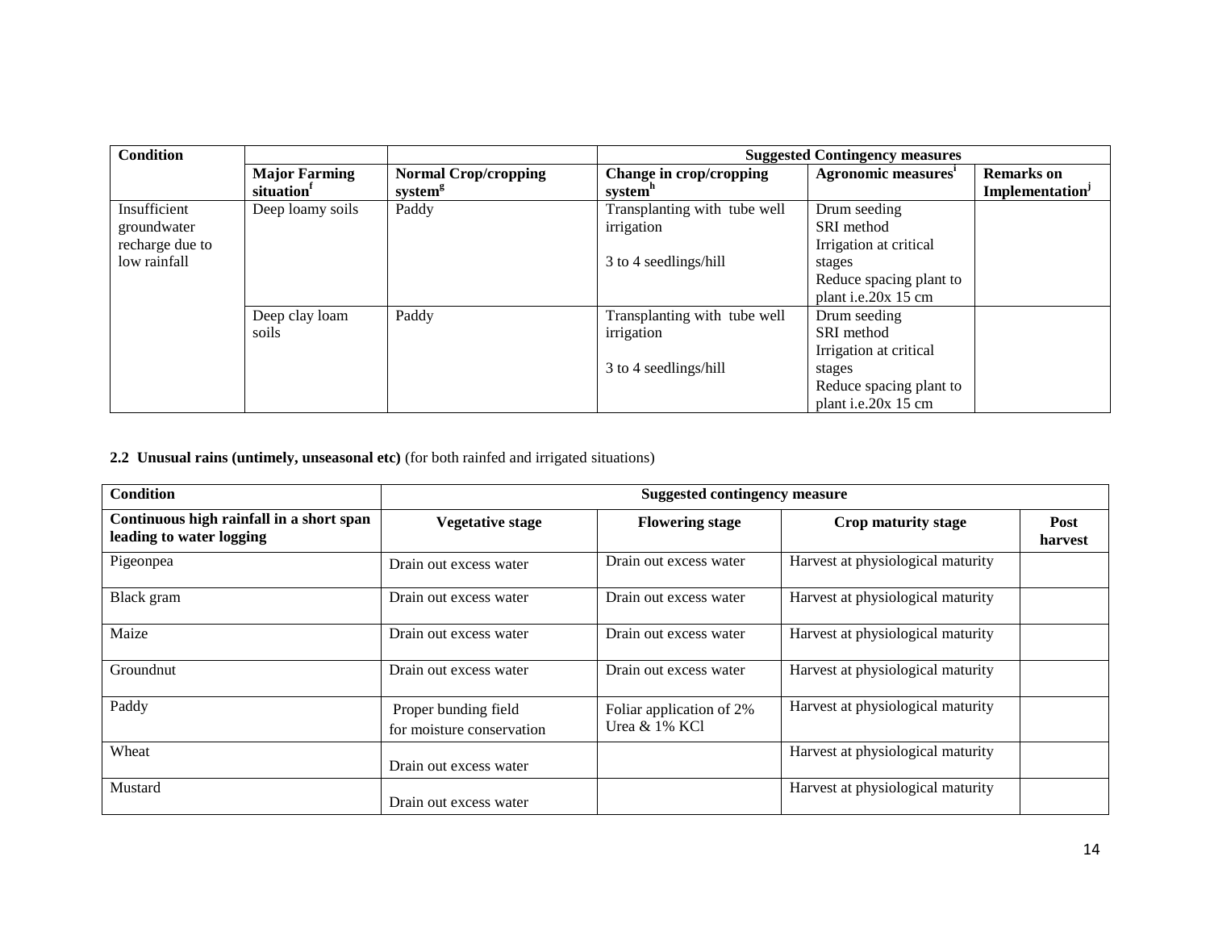| Condition | | | Suggested Contingency measures | | |
|---|---|---|---|---|---|
| | Major Farming situation[f] | Normal Crop/cropping system[g] | Change in crop/cropping system[h] | Agronomic measures[i] | Remarks on Implementation[j] |
| Insufficient groundwater recharge due to low rainfall | Deep loamy soils | Paddy | Transplanting with tube well irrigation<br><br>3 to 4 seedlings/hill | Drum seeding<br>SRI method<br>Irrigation at critical stages<br>Reduce spacing plant to plant i.e.20x 15 cm | |
| | Deep clay loam soils | Paddy | Transplanting with tube well irrigation<br><br>3 to 4 seedlings/hill | Drum seeding<br>SRI method<br>Irrigation at critical stages<br>Reduce spacing plant to plant i.e.20x 15 cm | |

**2.2 Unusual rains (untimely, unseasonal etc)** (for both rainfed and irrigated situations)

| Condition | Suggested contingency measure | | | |
|---|---|---|---|---|
| **Continuous high rainfall in a short span leading to water logging** | **Vegetative stage** | **Flowering stage** | **Crop maturity stage** | **Post harvest** |
| Pigeonpea | Drain out excess water | Drain out excess water | Harvest at physiological maturity | |
| Black gram | Drain out excess water | Drain out excess water | Harvest at physiological maturity | |
| Maize | Drain out excess water | Drain out excess water | Harvest at physiological maturity | |
| Groundnut | Drain out excess water | Drain out excess water | Harvest at physiological maturity | |
| Paddy | Proper bunding field for moisture conservation | Foliar application of 2% Urea & 1% KCl | Harvest at physiological maturity | |
| Wheat | Drain out excess water | | Harvest at physiological maturity | |
| Mustard | Drain out excess water | | Harvest at physiological maturity | |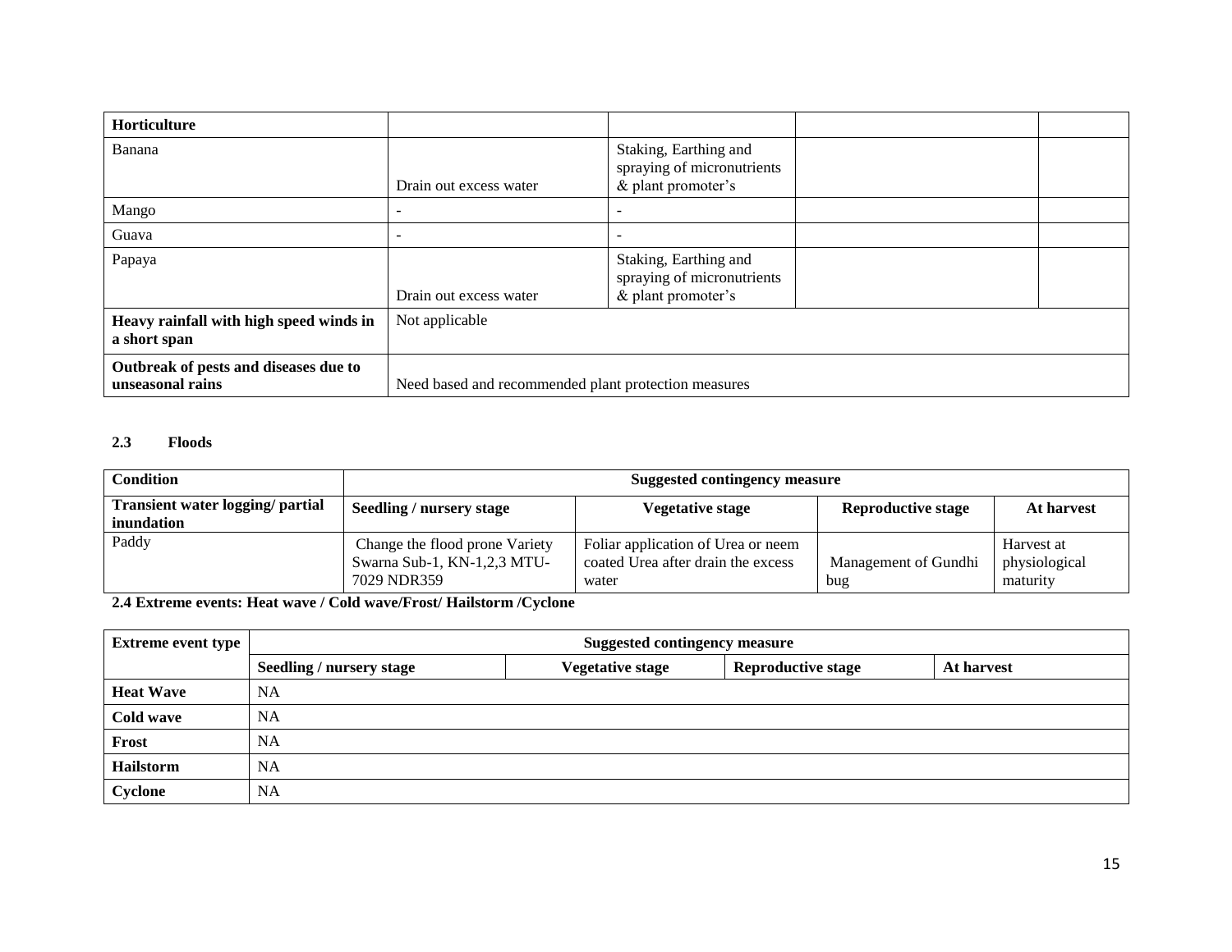| Horticulture | | | | |
|---|---|---|---|---|
| Banana | Drain out excess water | Staking, Earthing and spraying of micronutrients & plant promoter's | | |
| Mango | - | - | | |
| Guava | - | - | | |
| Papaya | Drain out excess water | Staking, Earthing and spraying of micronutrients & plant promoter's | | |
| **Heavy rainfall with high speed winds in a short span** | Not applicable | | | |
| **Outbreak of pests and diseases due to unseasonal rains** | Need based and recommended plant protection measures | | | |

### 2.3 Floods

| Condition | Suggested contingency measure | | | |
|---|---|---|---|---|
| **Transient water logging/ partial inundation** | **Seedling / nursery stage** | **Vegetative stage** | **Reproductive stage** | **At harvest** |
| Paddy | Change the flood prone Variety Swarna Sub-1, KN-1,2,3 MTU-7029 NDR359 | Foliar application of Urea or neem coated Urea after drain the excess water | Management of Gundhi bug | Harvest at physiological maturity |

**2.4 Extreme events: Heat wave / Cold wave/Frost/ Hailstorm /Cyclone**

| Extreme event type | Suggested contingency measure | | | |
|---|---|---|---|---|
| | **Seedling / nursery stage** | **Vegetative stage** | **Reproductive stage** | **At harvest** |
| **Heat Wave** | NA | | | |
| **Cold wave** | NA | | | |
| **Frost** | NA | | | |
| **Hailstorm** | NA | | | |
| **Cyclone** | NA | | | |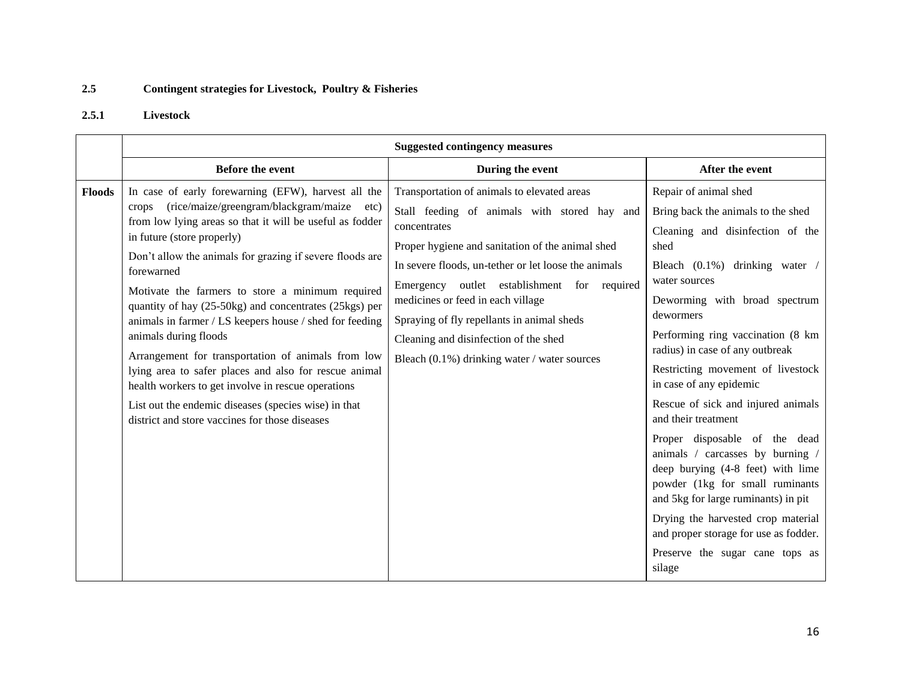### 2.5 Contingent strategies for Livestock, Poultry & Fisheries

#### 2.5.1 Livestock

| | Suggested contingency measures | | |
|---|---|---|---|
| | **Before the event** | **During the event** | **After the event** |
| **Floods** | In case of early forewarning (EFW), harvest all the crops (rice/maize/greengram/blackgram/maize etc) from low lying areas so that it will be useful as fodder in future (store properly)<br><br>Don't allow the animals for grazing if severe floods are forewarned<br><br>Motivate the farmers to store a minimum required quantity of hay (25-50kg) and concentrates (25kgs) per animals in farmer / LS keepers house / shed for feeding animals during floods<br><br>Arrangement for transportation of animals from low lying area to safer places and also for rescue animal health workers to get involve in rescue operations<br><br>List out the endemic diseases (species wise) in that district and store vaccines for those diseases | Transportation of animals to elevated areas<br><br>Stall feeding of animals with stored hay and concentrates<br><br>Proper hygiene and sanitation of the animal shed<br><br>In severe floods, un-tether or let loose the animals<br><br>Emergency outlet establishment for required medicines or feed in each village<br><br>Spraying of fly repellants in animal sheds<br><br>Cleaning and disinfection of the shed<br><br>Bleach (0.1%) drinking water / water sources | Repair of animal shed<br><br>Bring back the animals to the shed<br><br>Cleaning and disinfection of the shed<br><br>Bleach (0.1%) drinking water / water sources<br><br>Deworming with broad spectrum dewormers<br><br>Performing ring vaccination (8 km radius) in case of any outbreak<br><br>Restricting movement of livestock in case of any epidemic<br><br>Rescue of sick and injured animals and their treatment<br><br>Proper disposable of the dead animals / carcasses by burning / deep burying (4-8 feet) with lime powder (1kg for small ruminants and 5kg for large ruminants) in pit<br><br>Drying the harvested crop material and proper storage for use as fodder.<br><br>Preserve the sugar cane tops as silage |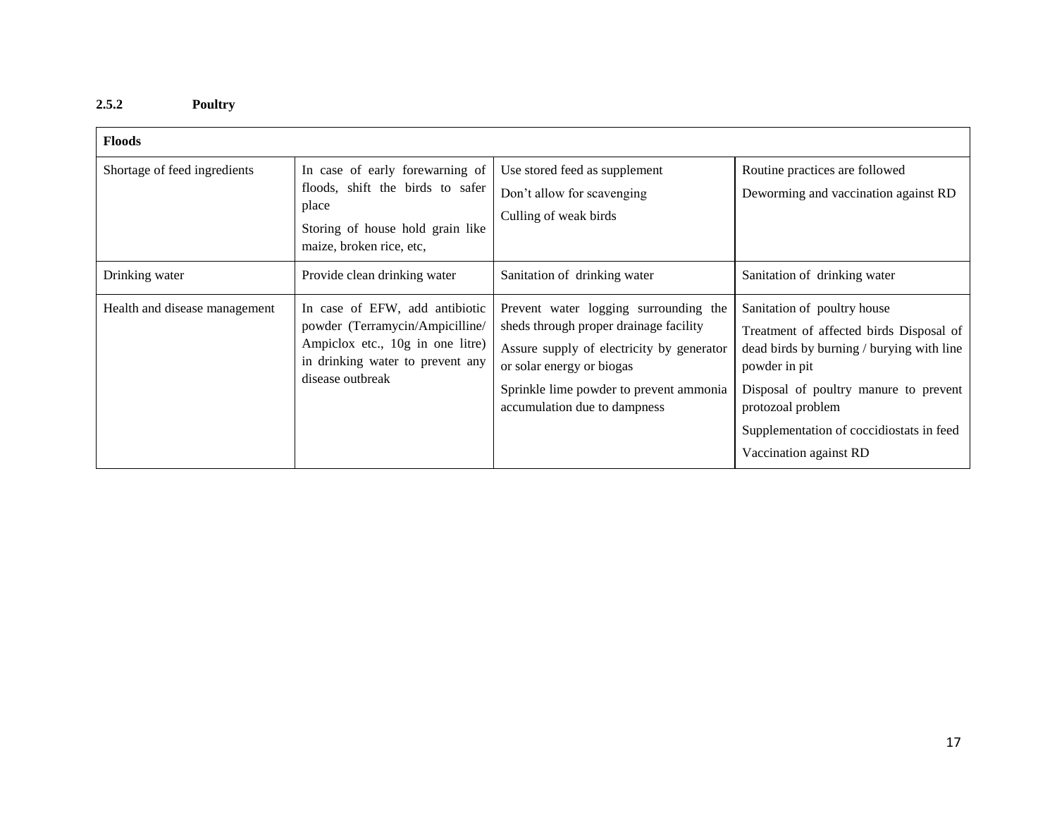### 2.5.2 Poultry

| | | | |
|---|---|---|---|
| **Floods** | | | |
| Shortage of feed ingredients | In case of early forewarning of floods, shift the birds to safer place<br>Storing of house hold grain like maize, broken rice, etc, | Use stored feed as supplement<br>Don't allow for scavenging<br>Culling of weak birds | Routine practices are followed<br>Deworming and vaccination against RD |
| Drinking water | Provide clean drinking water | Sanitation of drinking water | Sanitation of drinking water |
| Health and disease management | In case of EFW, add antibiotic powder (Terramycin/Ampicilline/ Ampiclox etc., 10g in one litre) in drinking water to prevent any disease outbreak | Prevent water logging surrounding the sheds through proper drainage facility<br>Assure supply of electricity by generator or solar energy or biogas<br>Sprinkle lime powder to prevent ammonia accumulation due to dampness | Sanitation of poultry house<br>Treatment of affected birds Disposal of dead birds by burning / burying with line powder in pit<br>Disposal of poultry manure to prevent protozoal problem<br>Supplementation of coccidiostats in feed<br>Vaccination against RD |